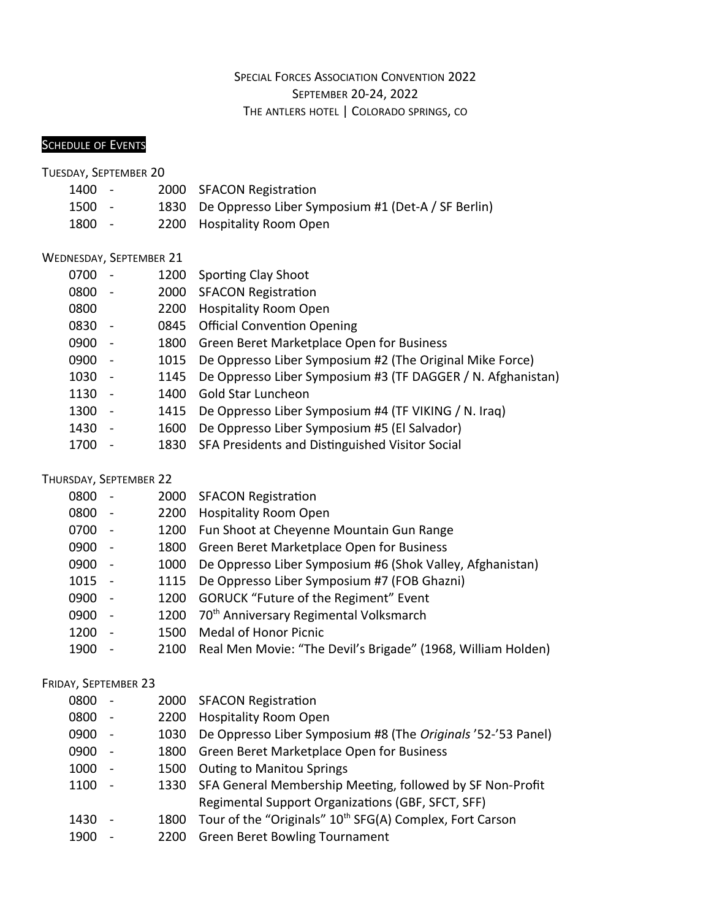# Special Forces Association Convention 2022

## September 20-24, 2022

## The Antlers Hotel | Colorado Springs, CO

### Schedule of Events

**Tuesday, September 20**

| Start | | End | Event |
|---|---|---|---|
| 1400 | - | 2000 | SFACON Registration |
| 1500 | - | 1830 | De Oppresso Liber Symposium #1 (Det-A / SF Berlin) |
| 1800 | - | 2200 | Hospitality Room Open |

**Wednesday, September 21**

| Start | | End | Event |
|---|---|---|---|
| 0700 | - | 1200 | Sporting Clay Shoot |
| 0800 | - | 2000 | SFACON Registration |
| 0800 | | 2200 | Hospitality Room Open |
| 0830 | - | 0845 | Official Convention Opening |
| 0900 | - | 1800 | Green Beret Marketplace Open for Business |
| 0900 | - | 1015 | De Oppresso Liber Symposium #2 (The Original Mike Force) |
| 1030 | - | 1145 | De Oppresso Liber Symposium #3 (TF DAGGER / N. Afghanistan) |
| 1130 | - | 1400 | Gold Star Luncheon |
| 1300 | - | 1415 | De Oppresso Liber Symposium #4 (TF VIKING / N. Iraq) |
| 1430 | - | 1600 | De Oppresso Liber Symposium #5 (El Salvador) |
| 1700 | - | 1830 | SFA Presidents and Distinguished Visitor Social |

**Thursday, September 22**

| Start | | End | Event |
|---|---|---|---|
| 0800 | - | 2000 | SFACON Registration |
| 0800 | - | 2200 | Hospitality Room Open |
| 0700 | - | 1200 | Fun Shoot at Cheyenne Mountain Gun Range |
| 0900 | - | 1800 | Green Beret Marketplace Open for Business |
| 0900 | - | 1000 | De Oppresso Liber Symposium #6 (Shok Valley, Afghanistan) |
| 1015 | - | 1115 | De Oppresso Liber Symposium #7 (FOB Ghazni) |
| 0900 | - | 1200 | GORUCK "Future of the Regiment" Event |
| 0900 | - | 1200 | 70th Anniversary Regimental Volksmarch |
| 1200 | - | 1500 | Medal of Honor Picnic |
| 1900 | - | 2100 | Real Men Movie: "The Devil's Brigade" (1968, William Holden) |

**Friday, September 23**

| Start | | End | Event |
|---|---|---|---|
| 0800 | - | 2000 | SFACON Registration |
| 0800 | - | 2200 | Hospitality Room Open |
| 0900 | - | 1030 | De Oppresso Liber Symposium #8 (The *Originals* '52-'53 Panel) |
| 0900 | - | 1800 | Green Beret Marketplace Open for Business |
| 1000 | - | 1500 | Outing to Manitou Springs |
| 1100 | - | 1330 | SFA General Membership Meeting, followed by SF Non-Profit Regimental Support Organizations (GBF, SFCT, SFF) |
| 1430 | - | 1800 | Tour of the "Originals" 10th SFG(A) Complex, Fort Carson |
| 1900 | - | 2200 | Green Beret Bowling Tournament |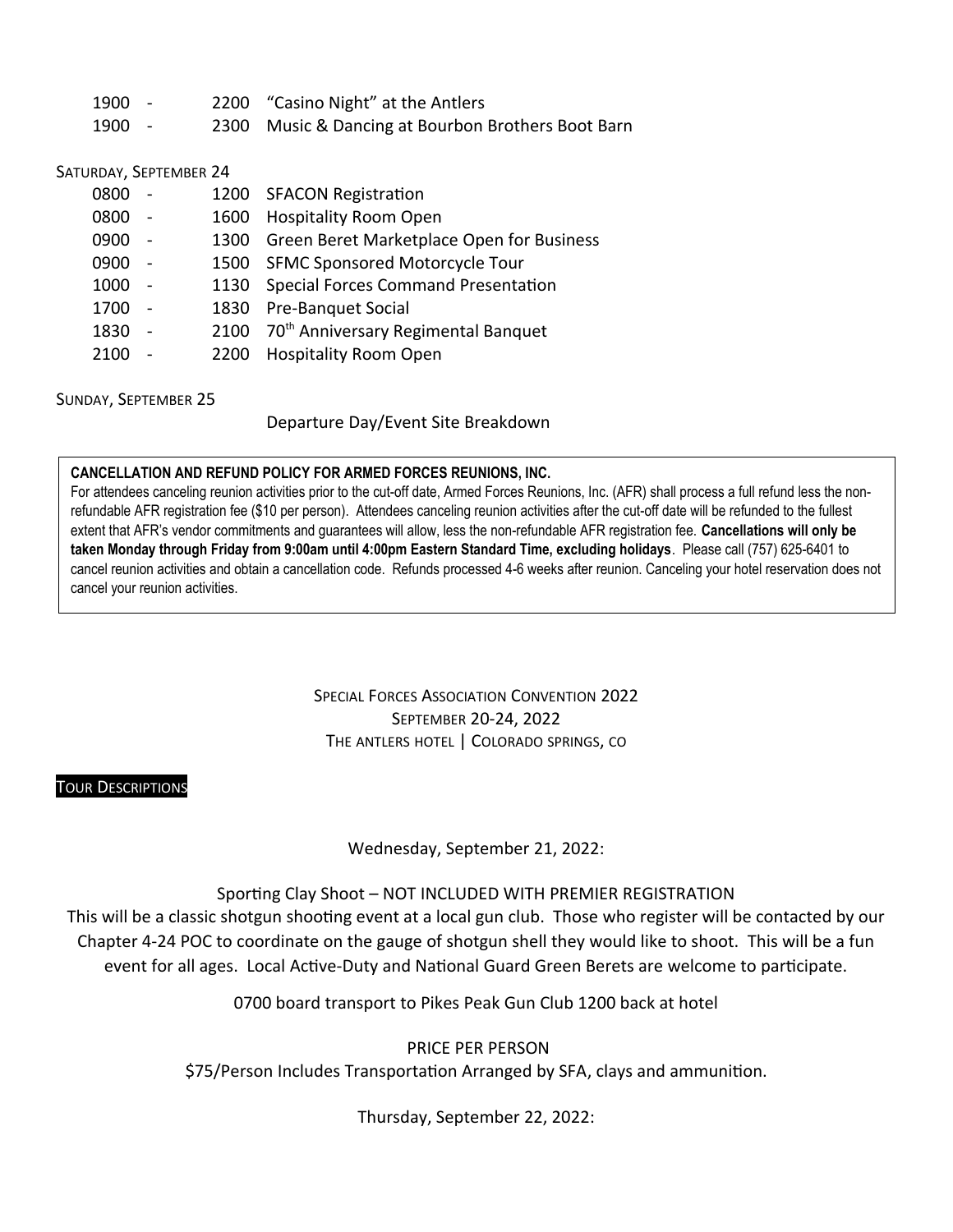| | | |
|---|---|---|
| 1900 - | 2200 | "Casino Night" at the Antlers |
| 1900 - | 2300 | Music & Dancing at Bourbon Brothers Boot Barn |

SATURDAY, SEPTEMBER 24

| | | |
|---|---|---|
| 0800 - | 1200 | SFACON Registration |
| 0800 - | 1600 | Hospitality Room Open |
| 0900 - | 1300 | Green Beret Marketplace Open for Business |
| 0900 - | 1500 | SFMC Sponsored Motorcycle Tour |
| 1000 - | 1130 | Special Forces Command Presentation |
| 1700 - | 1830 | Pre-Banquet Social |
| 1830 - | 2100 | 70th Anniversary Regimental Banquet |
| 2100 - | 2200 | Hospitality Room Open |

SUNDAY, SEPTEMBER 25

Departure Day/Event Site Breakdown

**CANCELLATION AND REFUND POLICY FOR ARMED FORCES REUNIONS, INC.**
For attendees canceling reunion activities prior to the cut-off date, Armed Forces Reunions, Inc. (AFR) shall process a full refund less the non-refundable AFR registration fee ($10 per person). Attendees canceling reunion activities after the cut-off date will be refunded to the fullest extent that AFR's vendor commitments and guarantees will allow, less the non-refundable AFR registration fee. **Cancellations will only be taken Monday through Friday from 9:00am until 4:00pm Eastern Standard Time, excluding holidays**. Please call (757) 625-6401 to cancel reunion activities and obtain a cancellation code. Refunds processed 4-6 weeks after reunion. Canceling your hotel reservation does not cancel your reunion activities.

SPECIAL FORCES ASSOCIATION CONVENTION 2022
SEPTEMBER 20-24, 2022
THE ANTLERS HOTEL | COLORADO SPRINGS, CO

## TOUR DESCRIPTIONS

Wednesday, September 21, 2022:

Sporting Clay Shoot – NOT INCLUDED WITH PREMIER REGISTRATION

This will be a classic shotgun shooting event at a local gun club. Those who register will be contacted by our Chapter 4-24 POC to coordinate on the gauge of shotgun shell they would like to shoot. This will be a fun event for all ages. Local Active-Duty and National Guard Green Berets are welcome to participate.

0700 board transport to Pikes Peak Gun Club 1200 back at hotel

PRICE PER PERSON

$75/Person Includes Transportation Arranged by SFA, clays and ammunition.

Thursday, September 22, 2022: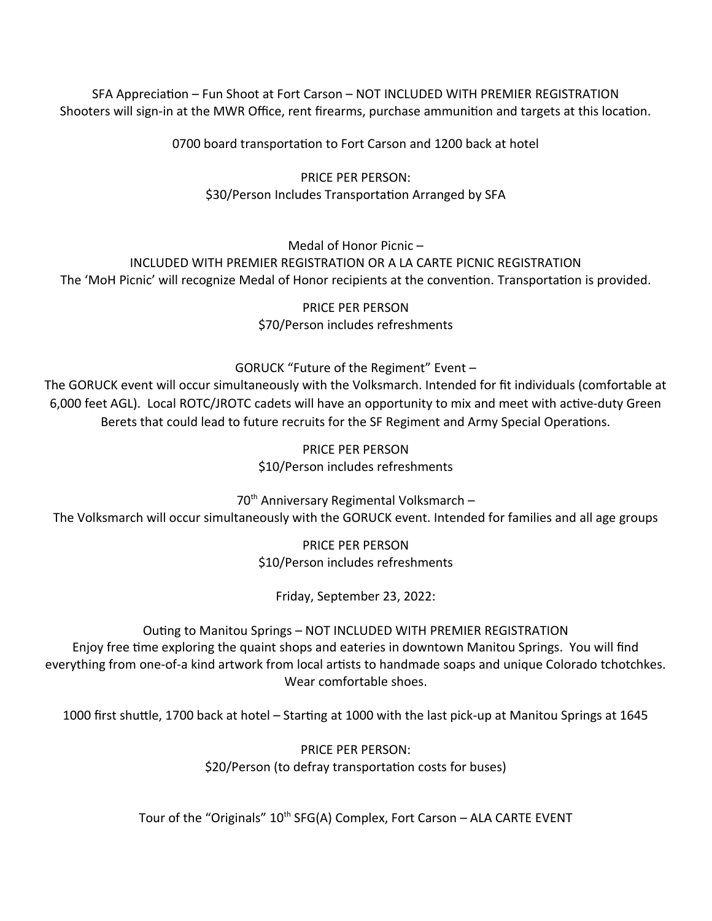SFA Appreciation – Fun Shoot at Fort Carson – NOT INCLUDED WITH PREMIER REGISTRATION
Shooters will sign-in at the MWR Office, rent firearms, purchase ammunition and targets at this location.

0700 board transportation to Fort Carson and 1200 back at hotel

PRICE PER PERSON:
$30/Person Includes Transportation Arranged by SFA

Medal of Honor Picnic –
INCLUDED WITH PREMIER REGISTRATION OR A LA CARTE PICNIC REGISTRATION
The 'MoH Picnic' will recognize Medal of Honor recipients at the convention. Transportation is provided.

PRICE PER PERSON
$70/Person includes refreshments

GORUCK "Future of the Regiment" Event –
The GORUCK event will occur simultaneously with the Volksmarch. Intended for fit individuals (comfortable at 6,000 feet AGL). Local ROTC/JROTC cadets will have an opportunity to mix and meet with active-duty Green Berets that could lead to future recruits for the SF Regiment and Army Special Operations.

PRICE PER PERSON
$10/Person includes refreshments

70th Anniversary Regimental Volksmarch –
The Volksmarch will occur simultaneously with the GORUCK event. Intended for families and all age groups

PRICE PER PERSON
$10/Person includes refreshments

Friday, September 23, 2022:

Outing to Manitou Springs – NOT INCLUDED WITH PREMIER REGISTRATION
Enjoy free time exploring the quaint shops and eateries in downtown Manitou Springs. You will find everything from one-of-a kind artwork from local artists to handmade soaps and unique Colorado tchotchkes. Wear comfortable shoes.

1000 first shuttle, 1700 back at hotel – Starting at 1000 with the last pick-up at Manitou Springs at 1645

PRICE PER PERSON:
$20/Person (to defray transportation costs for buses)

Tour of the "Originals" 10th SFG(A) Complex, Fort Carson – ALA CARTE EVENT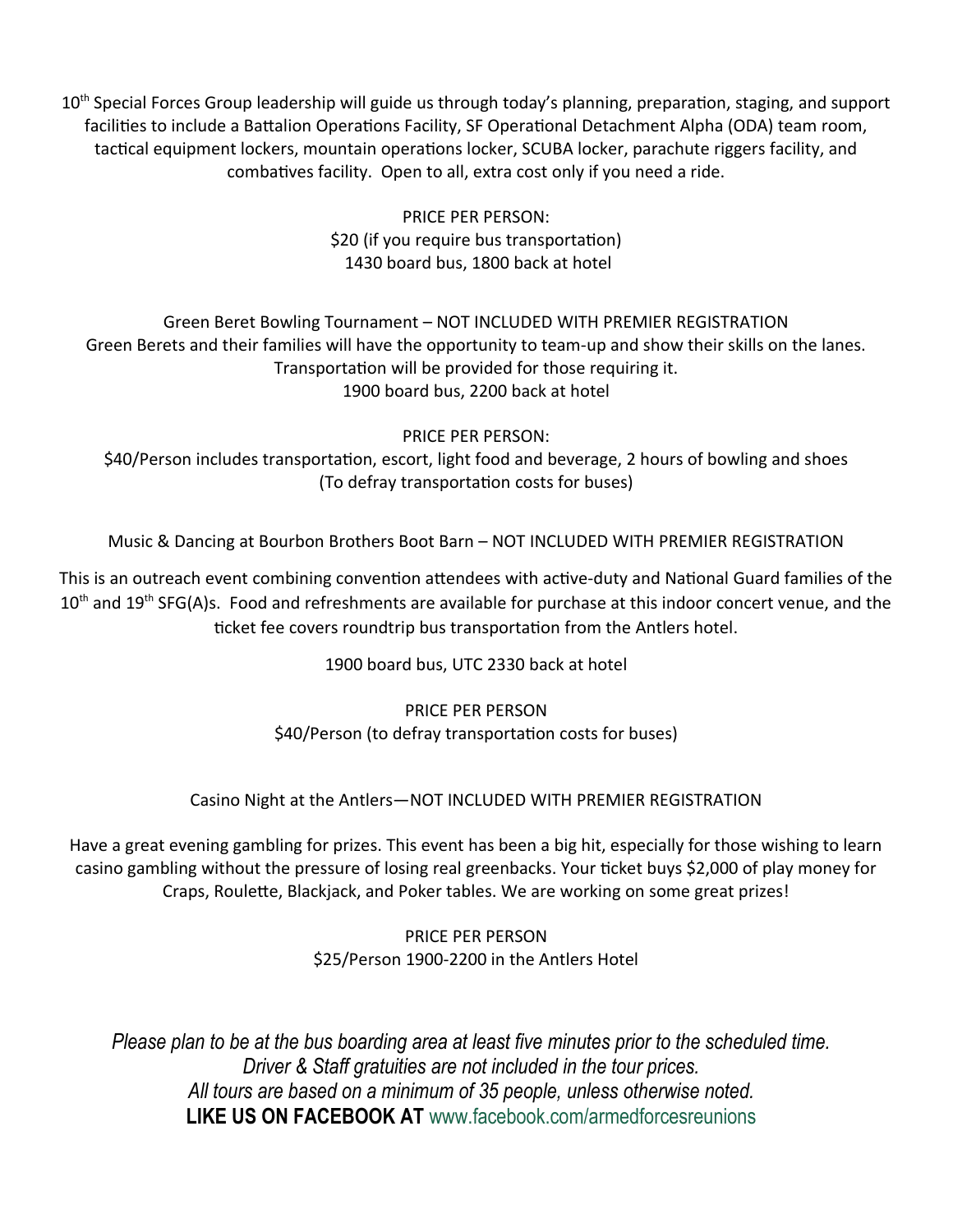10th Special Forces Group leadership will guide us through today's planning, preparation, staging, and support facilities to include a Battalion Operations Facility, SF Operational Detachment Alpha (ODA) team room, tactical equipment lockers, mountain operations locker, SCUBA locker, parachute riggers facility, and combatives facility. Open to all, extra cost only if you need a ride.

PRICE PER PERSON:
$20 (if you require bus transportation)
1430 board bus, 1800 back at hotel

Green Beret Bowling Tournament – NOT INCLUDED WITH PREMIER REGISTRATION

Green Berets and their families will have the opportunity to team-up and show their skills on the lanes. Transportation will be provided for those requiring it.
1900 board bus, 2200 back at hotel

PRICE PER PERSON:
$40/Person includes transportation, escort, light food and beverage, 2 hours of bowling and shoes (To defray transportation costs for buses)

Music & Dancing at Bourbon Brothers Boot Barn – NOT INCLUDED WITH PREMIER REGISTRATION

This is an outreach event combining convention attendees with active-duty and National Guard families of the 10th and 19th SFG(A)s. Food and refreshments are available for purchase at this indoor concert venue, and the ticket fee covers roundtrip bus transportation from the Antlers hotel.

1900 board bus, UTC 2330 back at hotel

PRICE PER PERSON
$40/Person (to defray transportation costs for buses)

Casino Night at the Antlers—NOT INCLUDED WITH PREMIER REGISTRATION

Have a great evening gambling for prizes. This event has been a big hit, especially for those wishing to learn casino gambling without the pressure of losing real greenbacks. Your ticket buys $2,000 of play money for Craps, Roulette, Blackjack, and Poker tables. We are working on some great prizes!

PRICE PER PERSON
$25/Person 1900-2200 in the Antlers Hotel

*Please plan to be at the bus boarding area at least five minutes prior to the scheduled time.*
*Driver & Staff gratuities are not included in the tour prices.*
*All tours are based on a minimum of 35 people, unless otherwise noted.*
**LIKE US ON FACEBOOK AT** www.facebook.com/armedforcesreunions